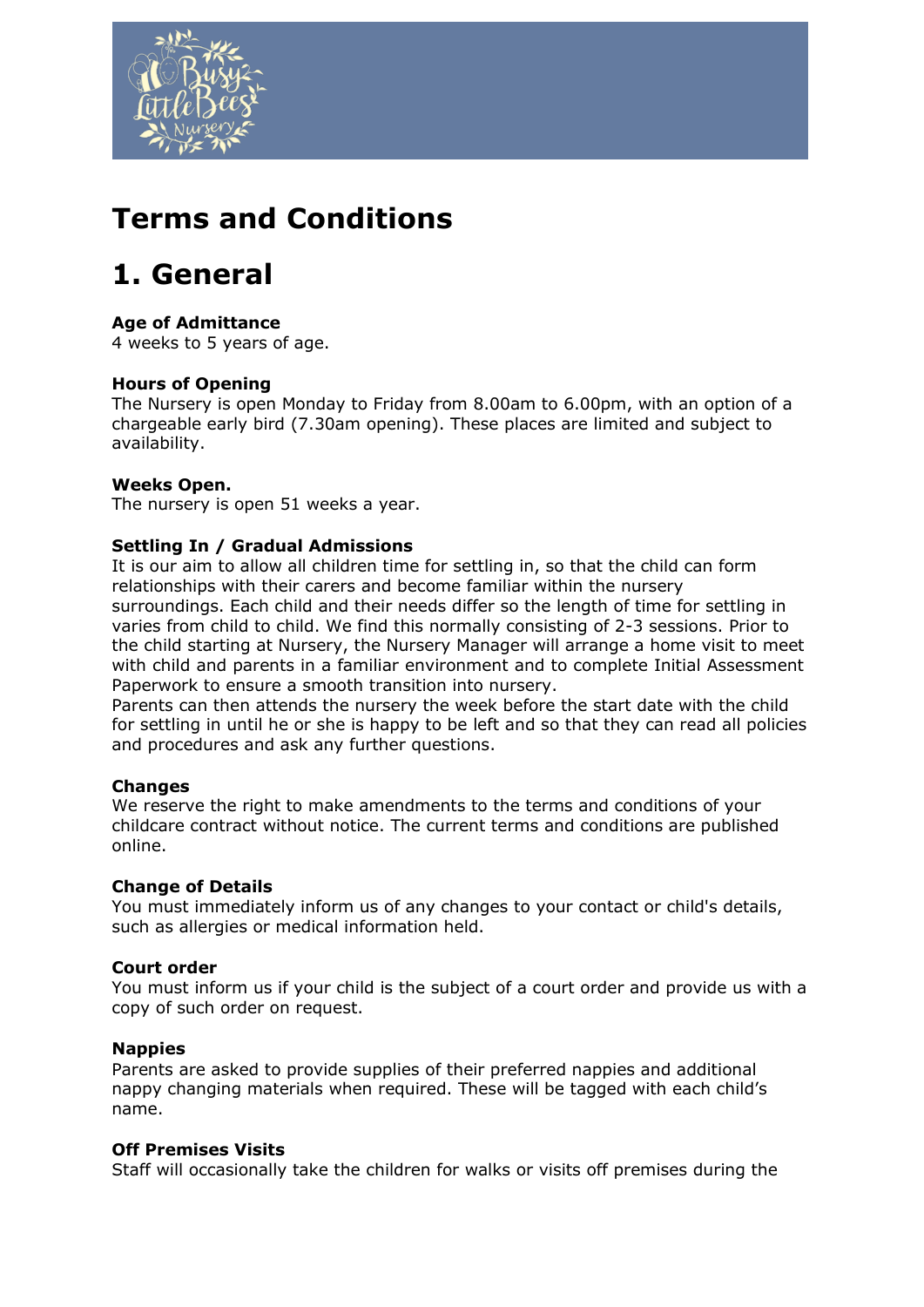# Terms and Conditions

# 1. General

**Age of Admittance**
4 weeks to 5 years of age.

**Hours of Opening**
The Nursery is open Monday to Friday from 8.00am to 6.00pm, with an option of a chargeable early bird (7.30am opening). These places are limited and subject to availability.

**Weeks Open.**
The nursery is open 51 weeks a year.

**Settling In / Gradual Admissions**
It is our aim to allow all children time for settling in, so that the child can form relationships with their carers and become familiar within the nursery surroundings. Each child and their needs differ so the length of time for settling in varies from child to child. We find this normally consisting of 2-3 sessions. Prior to the child starting at Nursery, the Nursery Manager will arrange a home visit to meet with child and parents in a familiar environment and to complete Initial Assessment Paperwork to ensure a smooth transition into nursery.
Parents can then attends the nursery the week before the start date with the child for settling in until he or she is happy to be left and so that they can read all policies and procedures and ask any further questions.

**Changes**
We reserve the right to make amendments to the terms and conditions of your childcare contract without notice. The current terms and conditions are published online.

**Change of Details**
You must immediately inform us of any changes to your contact or child's details, such as allergies or medical information held.

**Court order**
You must inform us if your child is the subject of a court order and provide us with a copy of such order on request.

**Nappies**
Parents are asked to provide supplies of their preferred nappies and additional nappy changing materials when required. These will be tagged with each child's name.

**Off Premises Visits**
Staff will occasionally take the children for walks or visits off premises during the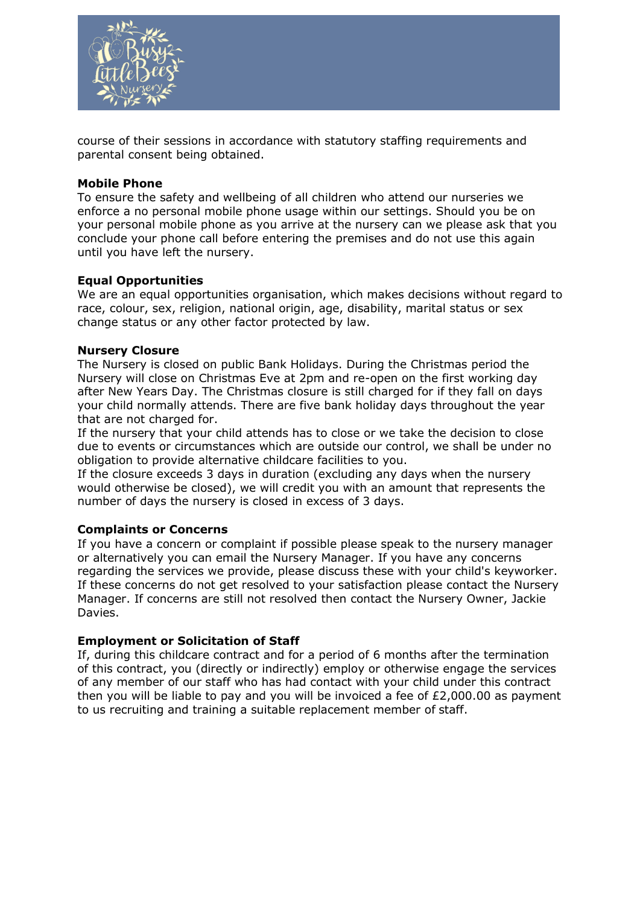course of their sessions in accordance with statutory staffing requirements and parental consent being obtained.

**Mobile Phone**
To ensure the safety and wellbeing of all children who attend our nurseries we enforce a no personal mobile phone usage within our settings. Should you be on your personal mobile phone as you arrive at the nursery can we please ask that you conclude your phone call before entering the premises and do not use this again until you have left the nursery.

**Equal Opportunities**
We are an equal opportunities organisation, which makes decisions without regard to race, colour, sex, religion, national origin, age, disability, marital status or sex change status or any other factor protected by law.

**Nursery Closure**
The Nursery is closed on public Bank Holidays. During the Christmas period the Nursery will close on Christmas Eve at 2pm and re-open on the first working day after New Years Day. The Christmas closure is still charged for if they fall on days your child normally attends. There are five bank holiday days throughout the year that are not charged for.
If the nursery that your child attends has to close or we take the decision to close due to events or circumstances which are outside our control, we shall be under no obligation to provide alternative childcare facilities to you.
If the closure exceeds 3 days in duration (excluding any days when the nursery would otherwise be closed), we will credit you with an amount that represents the number of days the nursery is closed in excess of 3 days.

**Complaints or Concerns**
If you have a concern or complaint if possible please speak to the nursery manager or alternatively you can email the Nursery Manager. If you have any concerns regarding the services we provide, please discuss these with your child's keyworker. If these concerns do not get resolved to your satisfaction please contact the Nursery Manager. If concerns are still not resolved then contact the Nursery Owner, Jackie Davies.

**Employment or Solicitation of Staff**
If, during this childcare contract and for a period of 6 months after the termination of this contract, you (directly or indirectly) employ or otherwise engage the services of any member of our staff who has had contact with your child under this contract then you will be liable to pay and you will be invoiced a fee of £2,000.00 as payment to us recruiting and training a suitable replacement member of staff.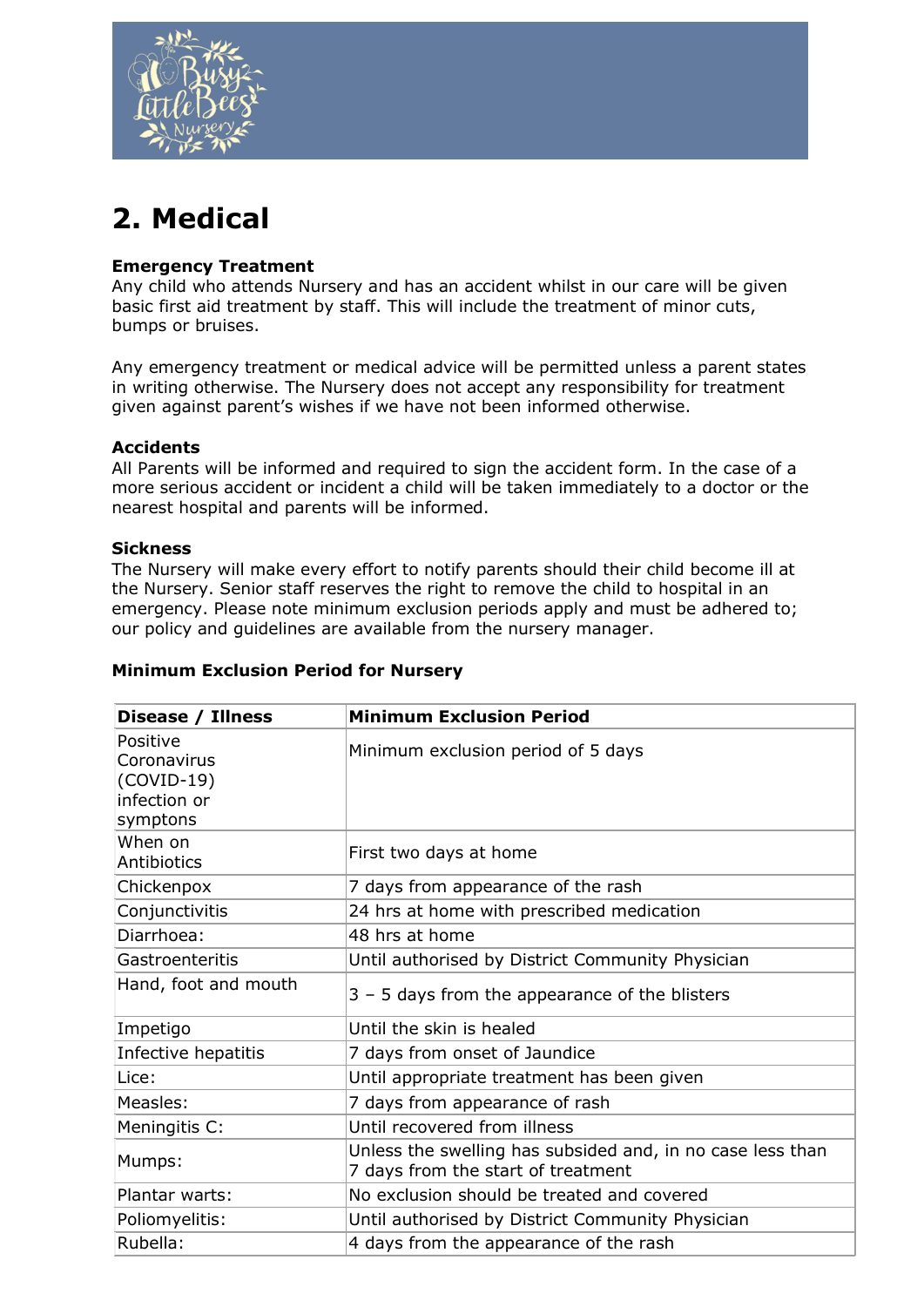## 2. Medical

**Emergency Treatment**
Any child who attends Nursery and has an accident whilst in our care will be given basic first aid treatment by staff. This will include the treatment of minor cuts, bumps or bruises.

Any emergency treatment or medical advice will be permitted unless a parent states in writing otherwise. The Nursery does not accept any responsibility for treatment given against parent's wishes if we have not been informed otherwise.

**Accidents**
All Parents will be informed and required to sign the accident form. In the case of a more serious accident or incident a child will be taken immediately to a doctor or the nearest hospital and parents will be informed.

**Sickness**
The Nursery will make every effort to notify parents should their child become ill at the Nursery. Senior staff reserves the right to remove the child to hospital in an emergency. Please note minimum exclusion periods apply and must be adhered to; our policy and guidelines are available from the nursery manager.

**Minimum Exclusion Period for Nursery**

| **Disease / Illness** | **Minimum Exclusion Period** |
|---|---|
| Positive Coronavirus (COVID-19) infection or symptons | Minimum exclusion period of 5 days |
| When on Antibiotics | First two days at home |
| Chickenpox | 7 days from appearance of the rash |
| Conjunctivitis | 24 hrs at home with prescribed medication |
| Diarrhoea: | 48 hrs at home |
| Gastroenteritis | Until authorised by District Community Physician |
| Hand, foot and mouth | 3 – 5 days from the appearance of the blisters |
| Impetigo | Until the skin is healed |
| Infective hepatitis | 7 days from onset of Jaundice |
| Lice: | Until appropriate treatment has been given |
| Measles: | 7 days from appearance of rash |
| Meningitis C: | Until recovered from illness |
| Mumps: | Unless the swelling has subsided and, in no case less than 7 days from the start of treatment |
| Plantar warts: | No exclusion should be treated and covered |
| Poliomyelitis: | Until authorised by District Community Physician |
| Rubella: | 4 days from the appearance of the rash |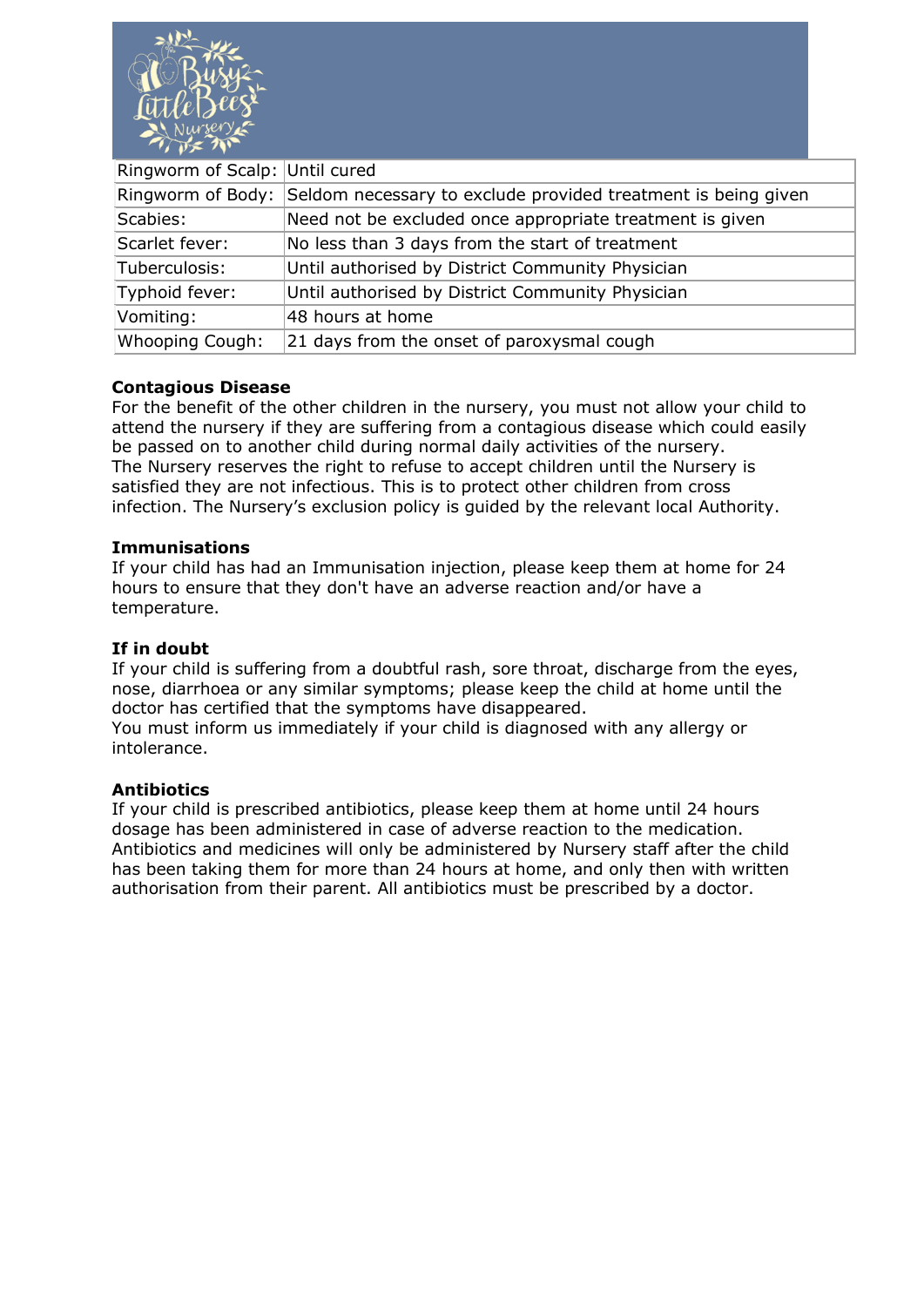| Ringworm of Scalp: | Until cured |
|---|---|
| Ringworm of Body: | Seldom necessary to exclude provided treatment is being given |
| Scabies: | Need not be excluded once appropriate treatment is given |
| Scarlet fever: | No less than 3 days from the start of treatment |
| Tuberculosis: | Until authorised by District Community Physician |
| Typhoid fever: | Until authorised by District Community Physician |
| Vomiting: | 48 hours at home |
| Whooping Cough: | 21 days from the onset of paroxysmal cough |

**Contagious Disease**

For the benefit of the other children in the nursery, you must not allow your child to attend the nursery if they are suffering from a contagious disease which could easily be passed on to another child during normal daily activities of the nursery.
The Nursery reserves the right to refuse to accept children until the Nursery is satisfied they are not infectious. This is to protect other children from cross infection. The Nursery's exclusion policy is guided by the relevant local Authority.

**Immunisations**

If your child has had an Immunisation injection, please keep them at home for 24 hours to ensure that they don't have an adverse reaction and/or have a temperature.

**If in doubt**

If your child is suffering from a doubtful rash, sore throat, discharge from the eyes, nose, diarrhoea or any similar symptoms; please keep the child at home until the doctor has certified that the symptoms have disappeared.
You must inform us immediately if your child is diagnosed with any allergy or intolerance.

**Antibiotics**

If your child is prescribed antibiotics, please keep them at home until 24 hours dosage has been administered in case of adverse reaction to the medication.
Antibiotics and medicines will only be administered by Nursery staff after the child has been taking them for more than 24 hours at home, and only then with written authorisation from their parent. All antibiotics must be prescribed by a doctor.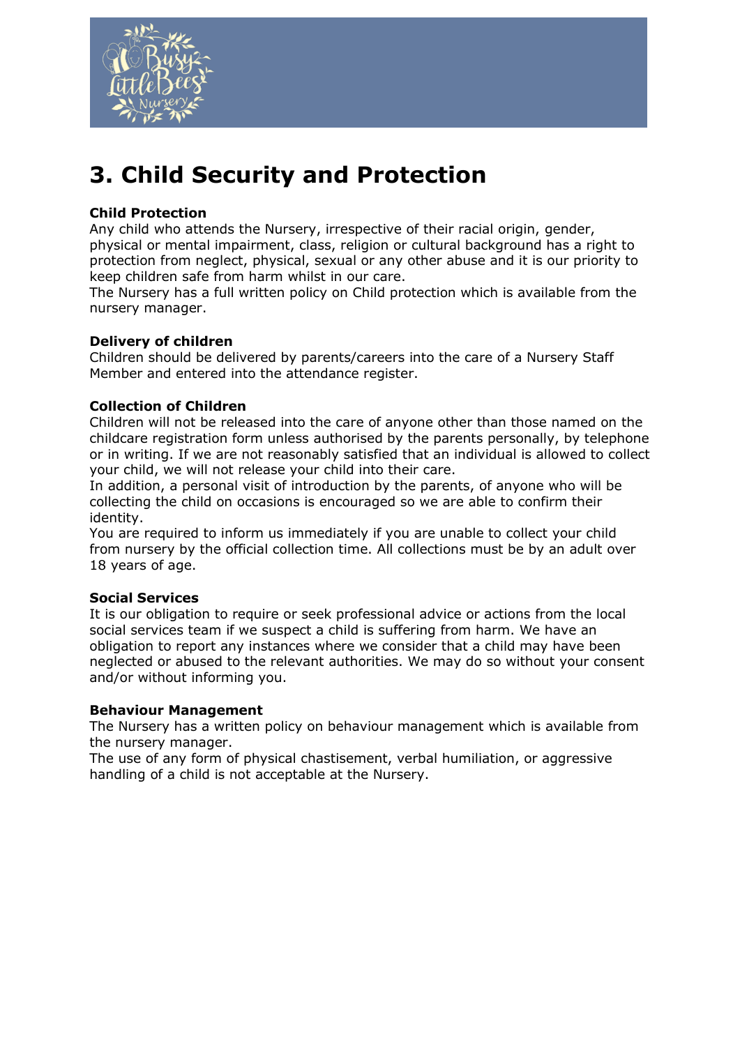# 3. Child Security and Protection

**Child Protection**

Any child who attends the Nursery, irrespective of their racial origin, gender, physical or mental impairment, class, religion or cultural background has a right to protection from neglect, physical, sexual or any other abuse and it is our priority to keep children safe from harm whilst in our care.

The Nursery has a full written policy on Child protection which is available from the nursery manager.

**Delivery of children**

Children should be delivered by parents/careers into the care of a Nursery Staff Member and entered into the attendance register.

**Collection of Children**

Children will not be released into the care of anyone other than those named on the childcare registration form unless authorised by the parents personally, by telephone or in writing. If we are not reasonably satisfied that an individual is allowed to collect your child, we will not release your child into their care.

In addition, a personal visit of introduction by the parents, of anyone who will be collecting the child on occasions is encouraged so we are able to confirm their identity.

You are required to inform us immediately if you are unable to collect your child from nursery by the official collection time. All collections must be by an adult over 18 years of age.

**Social Services**

It is our obligation to require or seek professional advice or actions from the local social services team if we suspect a child is suffering from harm. We have an obligation to report any instances where we consider that a child may have been neglected or abused to the relevant authorities. We may do so without your consent and/or without informing you.

**Behaviour Management**

The Nursery has a written policy on behaviour management which is available from the nursery manager.

The use of any form of physical chastisement, verbal humiliation, or aggressive handling of a child is not acceptable at the Nursery.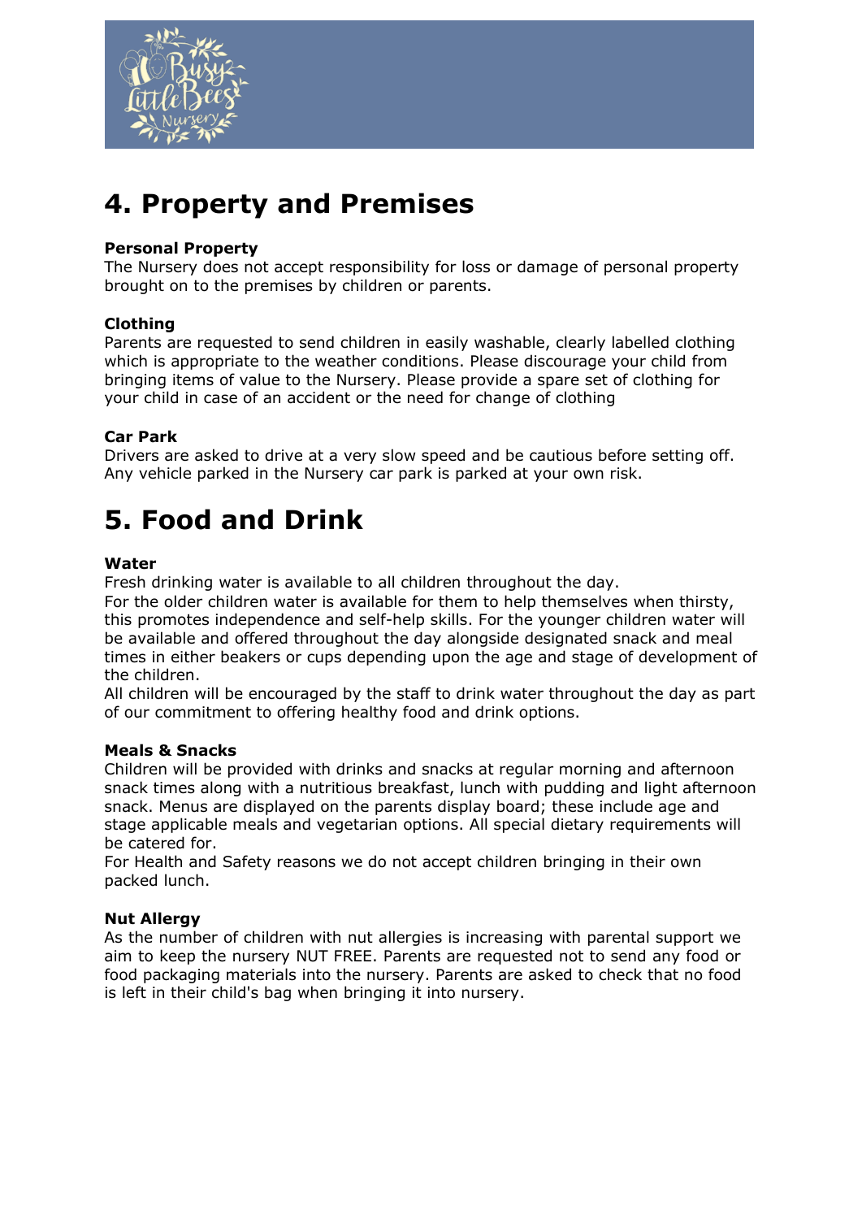# 4. Property and Premises

**Personal Property**
The Nursery does not accept responsibility for loss or damage of personal property brought on to the premises by children or parents.

**Clothing**
Parents are requested to send children in easily washable, clearly labelled clothing which is appropriate to the weather conditions. Please discourage your child from bringing items of value to the Nursery. Please provide a spare set of clothing for your child in case of an accident or the need for change of clothing

**Car Park**
Drivers are asked to drive at a very slow speed and be cautious before setting off. Any vehicle parked in the Nursery car park is parked at your own risk.

# 5. Food and Drink

**Water**
Fresh drinking water is available to all children throughout the day.
For the older children water is available for them to help themselves when thirsty, this promotes independence and self-help skills. For the younger children water will be available and offered throughout the day alongside designated snack and meal times in either beakers or cups depending upon the age and stage of development of the children.
All children will be encouraged by the staff to drink water throughout the day as part of our commitment to offering healthy food and drink options.

**Meals & Snacks**
Children will be provided with drinks and snacks at regular morning and afternoon snack times along with a nutritious breakfast, lunch with pudding and light afternoon snack. Menus are displayed on the parents display board; these include age and stage applicable meals and vegetarian options. All special dietary requirements will be catered for.
For Health and Safety reasons we do not accept children bringing in their own packed lunch.

**Nut Allergy**
As the number of children with nut allergies is increasing with parental support we aim to keep the nursery NUT FREE. Parents are requested not to send any food or food packaging materials into the nursery. Parents are asked to check that no food is left in their child's bag when bringing it into nursery.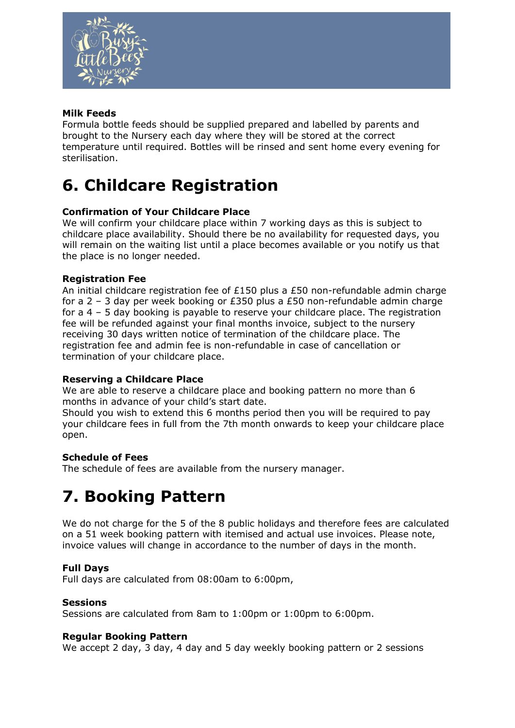**Milk Feeds**
Formula bottle feeds should be supplied prepared and labelled by parents and brought to the Nursery each day where they will be stored at the correct temperature until required. Bottles will be rinsed and sent home every evening for sterilisation.

# 6. Childcare Registration

**Confirmation of Your Childcare Place**
We will confirm your childcare place within 7 working days as this is subject to childcare place availability. Should there be no availability for requested days, you will remain on the waiting list until a place becomes available or you notify us that the place is no longer needed.

**Registration Fee**
An initial childcare registration fee of £150 plus a £50 non-refundable admin charge for a 2 – 3 day per week booking or £350 plus a £50 non-refundable admin charge for a 4 – 5 day booking is payable to reserve your childcare place. The registration fee will be refunded against your final months invoice, subject to the nursery receiving 30 days written notice of termination of the childcare place. The registration fee and admin fee is non-refundable in case of cancellation or termination of your childcare place.

**Reserving a Childcare Place**
We are able to reserve a childcare place and booking pattern no more than 6 months in advance of your child's start date.
Should you wish to extend this 6 months period then you will be required to pay your childcare fees in full from the 7th month onwards to keep your childcare place open.

**Schedule of Fees**
The schedule of fees are available from the nursery manager.

# 7. Booking Pattern

We do not charge for the 5 of the 8 public holidays and therefore fees are calculated on a 51 week booking pattern with itemised and actual use invoices. Please note, invoice values will change in accordance to the number of days in the month.

**Full Days**
Full days are calculated from 08:00am to 6:00pm,

**Sessions**
Sessions are calculated from 8am to 1:00pm or 1:00pm to 6:00pm.

**Regular Booking Pattern**
We accept 2 day, 3 day, 4 day and 5 day weekly booking pattern or 2 sessions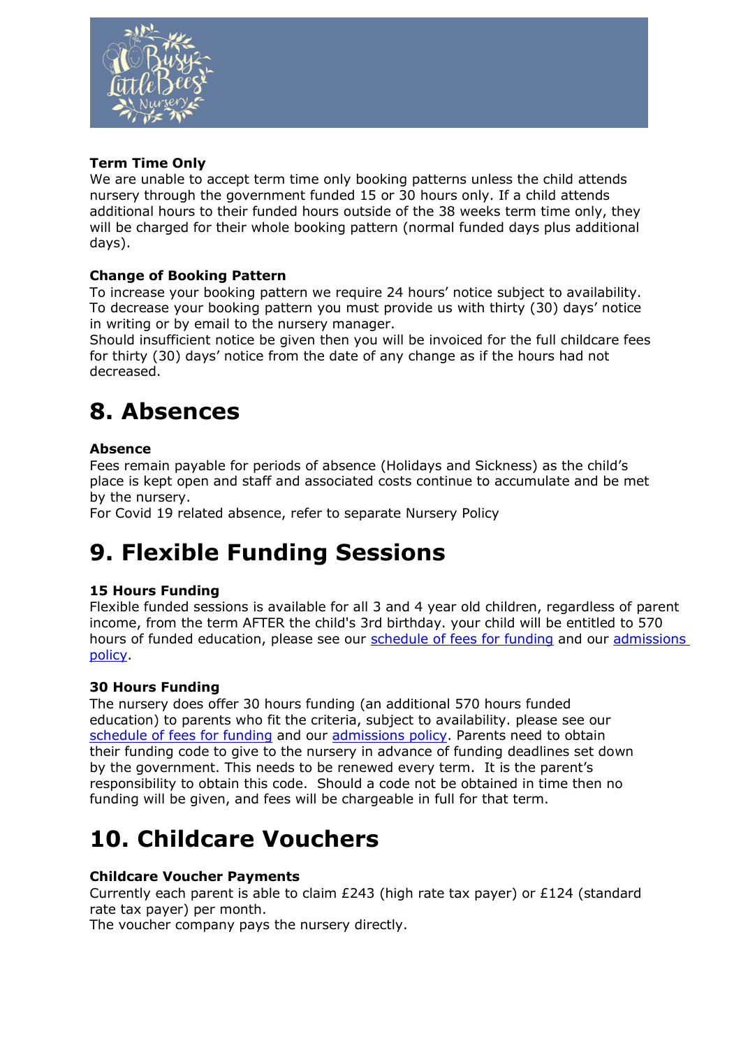**Term Time Only**
We are unable to accept term time only booking patterns unless the child attends nursery through the government funded 15 or 30 hours only. If a child attends additional hours to their funded hours outside of the 38 weeks term time only, they will be charged for their whole booking pattern (normal funded days plus additional days).

**Change of Booking Pattern**
To increase your booking pattern we require 24 hours' notice subject to availability. To decrease your booking pattern you must provide us with thirty (30) days' notice in writing or by email to the nursery manager.
Should insufficient notice be given then you will be invoiced for the full childcare fees for thirty (30) days' notice from the date of any change as if the hours had not decreased.

# 8. Absences

**Absence**
Fees remain payable for periods of absence (Holidays and Sickness) as the child's place is kept open and staff and associated costs continue to accumulate and be met by the nursery.
For Covid 19 related absence, refer to separate Nursery Policy

# 9. Flexible Funding Sessions

**15 Hours Funding**
Flexible funded sessions is available for all 3 and 4 year old children, regardless of parent income, from the term AFTER the child's 3rd birthday. your child will be entitled to 570 hours of funded education, please see our schedule of fees for funding and our admissions policy.

**30 Hours Funding**
The nursery does offer 30 hours funding (an additional 570 hours funded education) to parents who fit the criteria, subject to availability. please see our schedule of fees for funding and our admissions policy. Parents need to obtain their funding code to give to the nursery in advance of funding deadlines set down by the government. This needs to be renewed every term. It is the parent's responsibility to obtain this code. Should a code not be obtained in time then no funding will be given, and fees will be chargeable in full for that term.

# 10. Childcare Vouchers

**Childcare Voucher Payments**
Currently each parent is able to claim £243 (high rate tax payer) or £124 (standard rate tax payer) per month.
The voucher company pays the nursery directly.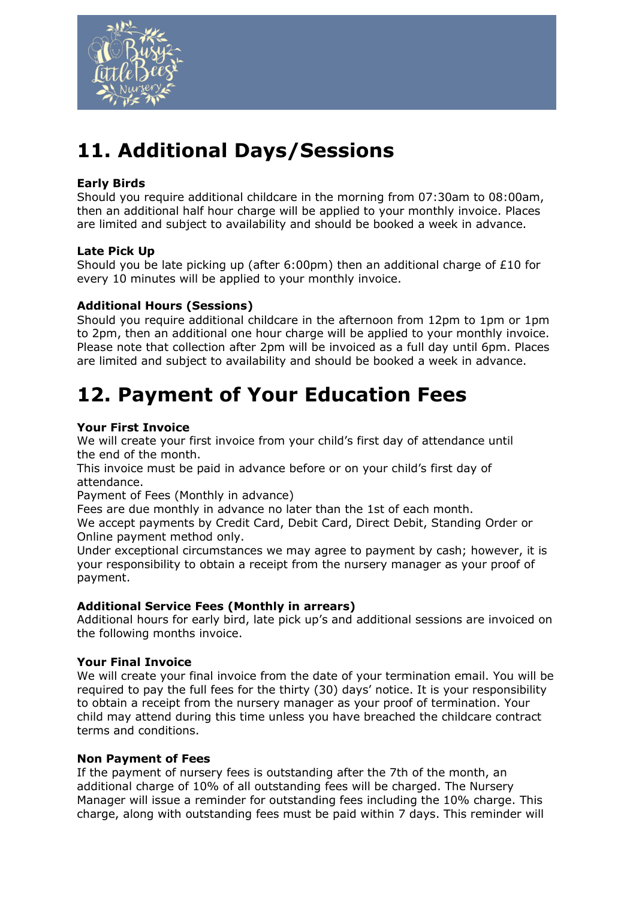# 11. Additional Days/Sessions

**Early Birds**
Should you require additional childcare in the morning from 07:30am to 08:00am, then an additional half hour charge will be applied to your monthly invoice. Places are limited and subject to availability and should be booked a week in advance.

**Late Pick Up**
Should you be late picking up (after 6:00pm) then an additional charge of £10 for every 10 minutes will be applied to your monthly invoice.

**Additional Hours (Sessions)**
Should you require additional childcare in the afternoon from 12pm to 1pm or 1pm to 2pm, then an additional one hour charge will be applied to your monthly invoice. Please note that collection after 2pm will be invoiced as a full day until 6pm. Places are limited and subject to availability and should be booked a week in advance.

# 12. Payment of Your Education Fees

**Your First Invoice**
We will create your first invoice from your child's first day of attendance until the end of the month.
This invoice must be paid in advance before or on your child's first day of attendance.
Payment of Fees (Monthly in advance)
Fees are due monthly in advance no later than the 1st of each month.
We accept payments by Credit Card, Debit Card, Direct Debit, Standing Order or Online payment method only.
Under exceptional circumstances we may agree to payment by cash; however, it is your responsibility to obtain a receipt from the nursery manager as your proof of payment.

**Additional Service Fees (Monthly in arrears)**
Additional hours for early bird, late pick up's and additional sessions are invoiced on the following months invoice.

**Your Final Invoice**
We will create your final invoice from the date of your termination email. You will be required to pay the full fees for the thirty (30) days' notice. It is your responsibility to obtain a receipt from the nursery manager as your proof of termination. Your child may attend during this time unless you have breached the childcare contract terms and conditions.

**Non Payment of Fees**
If the payment of nursery fees is outstanding after the 7th of the month, an additional charge of 10% of all outstanding fees will be charged. The Nursery Manager will issue a reminder for outstanding fees including the 10% charge. This charge, along with outstanding fees must be paid within 7 days. This reminder will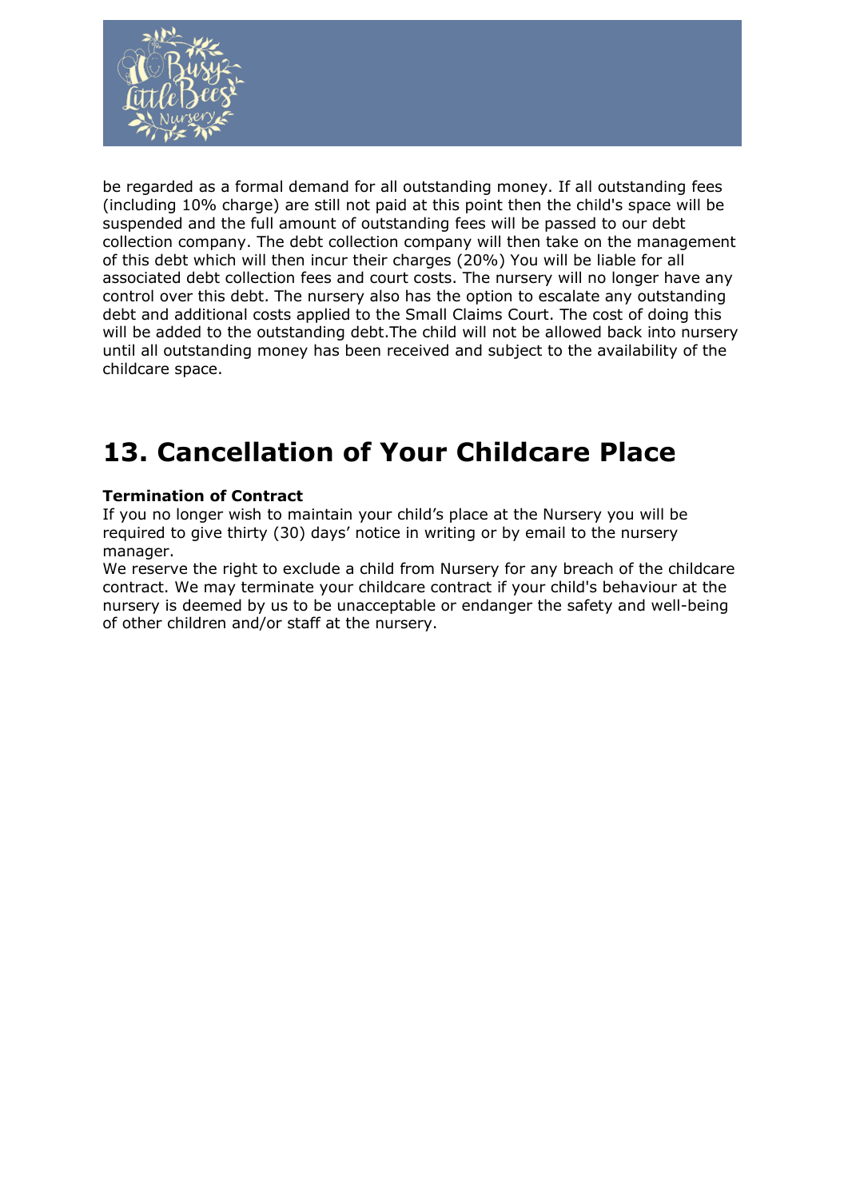be regarded as a formal demand for all outstanding money. If all outstanding fees (including 10% charge) are still not paid at this point then the child's space will be suspended and the full amount of outstanding fees will be passed to our debt collection company. The debt collection company will then take on the management of this debt which will then incur their charges (20%) You will be liable for all associated debt collection fees and court costs. The nursery will no longer have any control over this debt. The nursery also has the option to escalate any outstanding debt and additional costs applied to the Small Claims Court. The cost of doing this will be added to the outstanding debt.The child will not be allowed back into nursery until all outstanding money has been received and subject to the availability of the childcare space.

# 13. Cancellation of Your Childcare Place

**Termination of Contract**

If you no longer wish to maintain your child's place at the Nursery you will be required to give thirty (30) days' notice in writing or by email to the nursery manager.

We reserve the right to exclude a child from Nursery for any breach of the childcare contract. We may terminate your childcare contract if your child's behaviour at the nursery is deemed by us to be unacceptable or endanger the safety and well-being of other children and/or staff at the nursery.